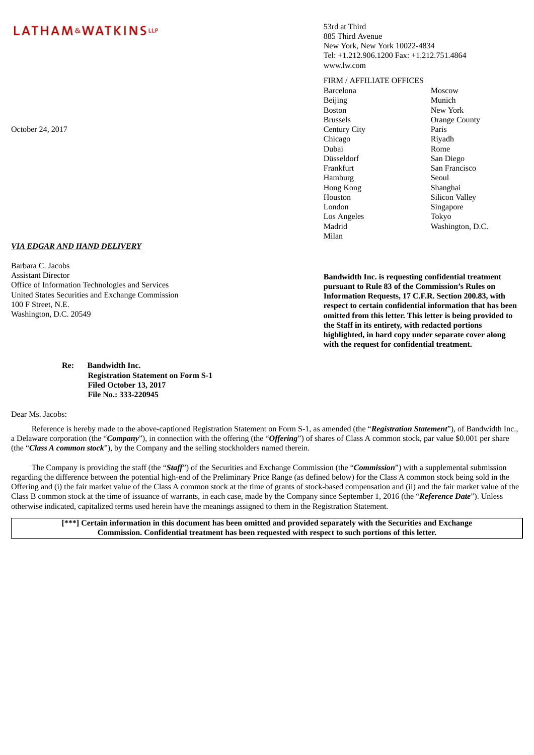# LATHAM&WATKINS LLP

53rd at Third
885 Third Avenue
New York, New York 10022-4834
Tel: +1.212.906.1200 Fax: +1.212.751.4864
www.lw.com

FIRM / AFFILIATE OFFICES

| | |
|---|---|
| Barcelona | Moscow |
| Beijing | Munich |
| Boston | New York |
| Brussels | Orange County |
| Century City | Paris |
| Chicago | Riyadh |
| Dubai | Rome |
| Düsseldorf | San Diego |
| Frankfurt | San Francisco |
| Hamburg | Seoul |
| Hong Kong | Shanghai |
| Houston | Silicon Valley |
| London | Singapore |
| Los Angeles | Tokyo |
| Madrid | Washington, D.C. |
| Milan | |

October 24, 2017

***VIA EDGAR AND HAND DELIVERY***

Barbara C. Jacobs
Assistant Director
Office of Information Technologies and Services
United States Securities and Exchange Commission
100 F Street, N.E.
Washington, D.C. 20549

**Bandwidth Inc. is requesting confidential treatment pursuant to Rule 83 of the Commission's Rules on Information Requests, 17 C.F.R. Section 200.83, with respect to certain confidential information that has been omitted from this letter. This letter is being provided to the Staff in its entirety, with redacted portions highlighted, in hard copy under separate cover along with the request for confidential treatment.**

**Re: Bandwidth Inc.**
**Registration Statement on Form S-1**
**Filed October 13, 2017**
**File No.: 333-220945**

Dear Ms. Jacobs:

Reference is hereby made to the above-captioned Registration Statement on Form S-1, as amended (the "***Registration Statement***"), of Bandwidth Inc., a Delaware corporation (the "***Company***"), in connection with the offering (the "***Offering***") of shares of Class A common stock, par value $0.001 per share (the "***Class A common stock***"), by the Company and the selling stockholders named therein.

The Company is providing the staff (the "***Staff***") of the Securities and Exchange Commission (the "***Commission***") with a supplemental submission regarding the difference between the potential high-end of the Preliminary Price Range (as defined below) for the Class A common stock being sold in the Offering and (i) the fair market value of the Class A common stock at the time of grants of stock-based compensation and (ii) and the fair market value of the Class B common stock at the time of issuance of warrants, in each case, made by the Company since September 1, 2016 (the "***Reference Date***"). Unless otherwise indicated, capitalized terms used herein have the meanings assigned to them in the Registration Statement.

**[***] Certain information in this document has been omitted and provided separately with the Securities and Exchange Commission. Confidential treatment has been requested with respect to such portions of this letter.**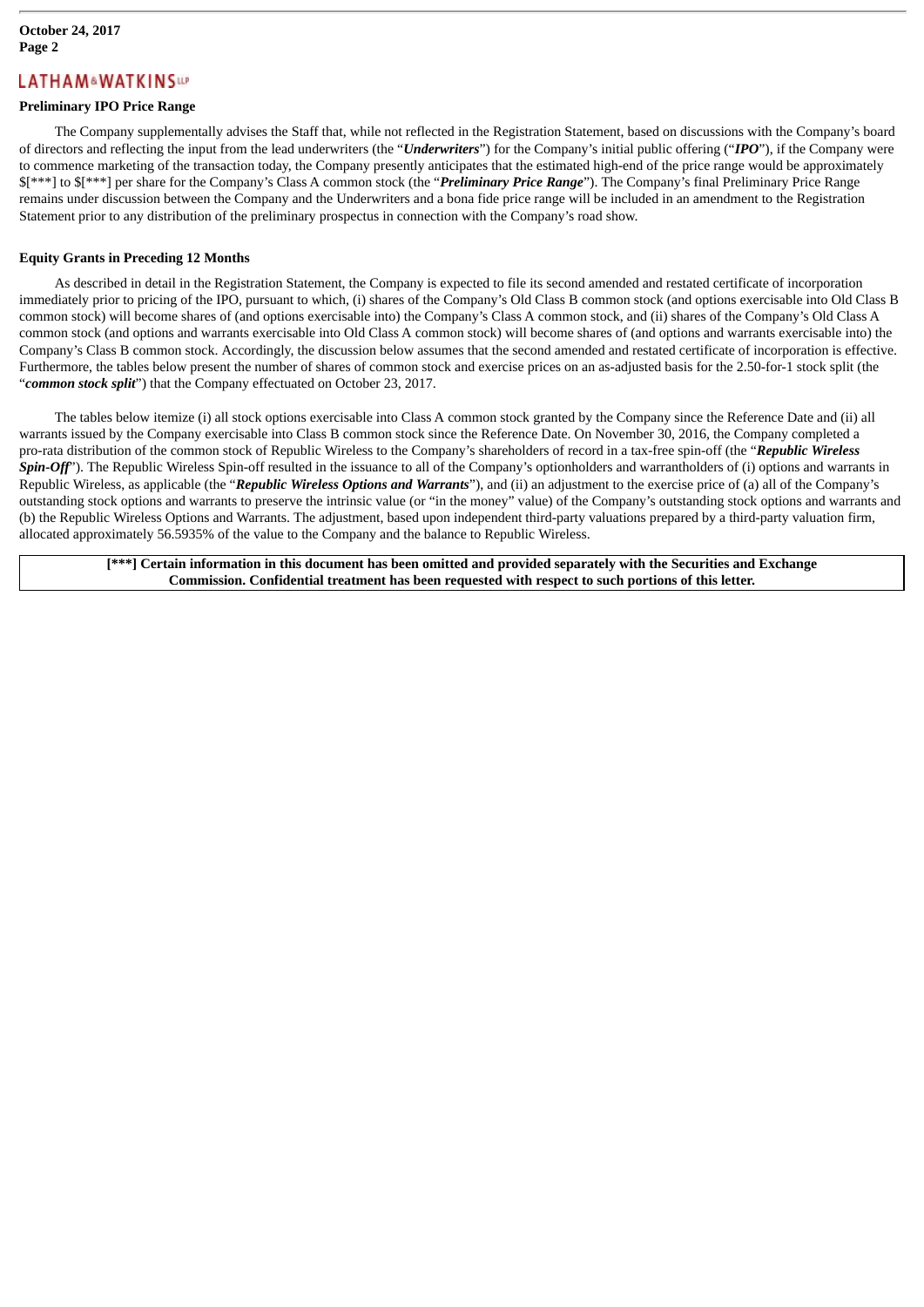## Preliminary IPO Price Range

The Company supplementally advises the Staff that, while not reflected in the Registration Statement, based on discussions with the Company's board of directors and reflecting the input from the lead underwriters (the "***Underwriters***") for the Company's initial public offering ("***IPO***"), if the Company were to commence marketing of the transaction today, the Company presently anticipates that the estimated high-end of the price range would be approximately $[***] to $[***] per share for the Company's Class A common stock (the "***Preliminary Price Range***"). The Company's final Preliminary Price Range remains under discussion between the Company and the Underwriters and a bona fide price range will be included in an amendment to the Registration Statement prior to any distribution of the preliminary prospectus in connection with the Company's road show.

## Equity Grants in Preceding 12 Months

As described in detail in the Registration Statement, the Company is expected to file its second amended and restated certificate of incorporation immediately prior to pricing of the IPO, pursuant to which, (i) shares of the Company's Old Class B common stock (and options exercisable into Old Class B common stock) will become shares of (and options exercisable into) the Company's Class A common stock, and (ii) shares of the Company's Old Class A common stock (and options and warrants exercisable into Old Class A common stock) will become shares of (and options and warrants exercisable into) the Company's Class B common stock. Accordingly, the discussion below assumes that the second amended and restated certificate of incorporation is effective. Furthermore, the tables below present the number of shares of common stock and exercise prices on an as-adjusted basis for the 2.50-for-1 stock split (the "***common stock split***") that the Company effectuated on October 23, 2017.

The tables below itemize (i) all stock options exercisable into Class A common stock granted by the Company since the Reference Date and (ii) all warrants issued by the Company exercisable into Class B common stock since the Reference Date. On November 30, 2016, the Company completed a pro-rata distribution of the common stock of Republic Wireless to the Company's shareholders of record in a tax-free spin-off (the "***Republic Wireless Spin-Off***"). The Republic Wireless Spin-off resulted in the issuance to all of the Company's optionholders and warrantholders of (i) options and warrants in Republic Wireless, as applicable (the "***Republic Wireless Options and Warrants***"), and (ii) an adjustment to the exercise price of (a) all of the Company's outstanding stock options and warrants to preserve the intrinsic value (or "in the money" value) of the Company's outstanding stock options and warrants and (b) the Republic Wireless Options and Warrants. The adjustment, based upon independent third-party valuations prepared by a third-party valuation firm, allocated approximately 56.5935% of the value to the Company and the balance to Republic Wireless.

**[***] Certain information in this document has been omitted and provided separately with the Securities and Exchange Commission. Confidential treatment has been requested with respect to such portions of this letter.**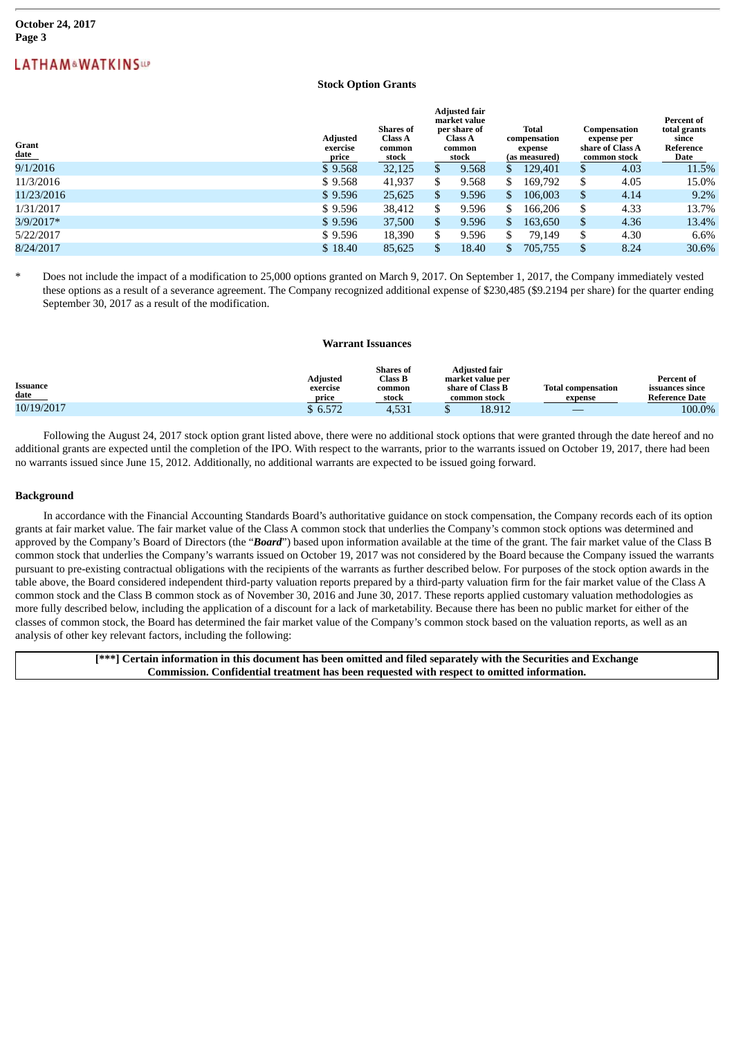**October 24, 2017**
**Page 3**

LATHAM&WATKINS LLP

### Stock Option Grants

| Grant date | Adjusted exercise price | Shares of Class A common stock | Adjusted fair market value per share of Class A common stock | Total compensation expense (as measured) | Compensation expense per share of Class A common stock | Percent of total grants since Reference Date |
|---|---|---|---|---|---|---|
| 9/1/2016 | $ 9.568 | 32,125 | $ 9.568 | $ 129,401 | $ 4.03 | 11.5% |
| 11/3/2016 | $ 9.568 | 41,937 | $ 9.568 | $ 169,792 | $ 4.05 | 15.0% |
| 11/23/2016 | $ 9.596 | 25,625 | $ 9.596 | $ 106,003 | $ 4.14 | 9.2% |
| 1/31/2017 | $ 9.596 | 38,412 | $ 9.596 | $ 166,206 | $ 4.33 | 13.7% |
| 3/9/2017* | $ 9.596 | 37,500 | $ 9.596 | $ 163,650 | $ 4.36 | 13.4% |
| 5/22/2017 | $ 9.596 | 18,390 | $ 9.596 | $ 79,149 | $ 4.30 | 6.6% |
| 8/24/2017 | $ 18.40 | 85,625 | $ 18.40 | $ 705,755 | $ 8.24 | 30.6% |

\* Does not include the impact of a modification to 25,000 options granted on March 9, 2017. On September 1, 2017, the Company immediately vested these options as a result of a severance agreement. The Company recognized additional expense of $230,485 ($9.2194 per share) for the quarter ending September 30, 2017 as a result of the modification.

### Warrant Issuances

| Issuance date | Adjusted exercise price | Shares of Class B common stock | Adjusted fair market value per share of Class B common stock | Total compensation expense | Percent of issuances since Reference Date |
|---|---|---|---|---|---|
| 10/19/2017 | $ 6.572 | 4,531 | $ 18.912 | — | 100.0% |

Following the August 24, 2017 stock option grant listed above, there were no additional stock options that were granted through the date hereof and no additional grants are expected until the completion of the IPO. With respect to the warrants, prior to the warrants issued on October 19, 2017, there had been no warrants issued since June 15, 2012. Additionally, no additional warrants are expected to be issued going forward.

### Background

In accordance with the Financial Accounting Standards Board's authoritative guidance on stock compensation, the Company records each of its option grants at fair market value. The fair market value of the Class A common stock that underlies the Company's common stock options was determined and approved by the Company's Board of Directors (the "***Board***") based upon information available at the time of the grant. The fair market value of the Class B common stock that underlies the Company's warrants issued on October 19, 2017 was not considered by the Board because the Company issued the warrants pursuant to pre-existing contractual obligations with the recipients of the warrants as further described below. For purposes of the stock option awards in the table above, the Board considered independent third-party valuation reports prepared by a third-party valuation firm for the fair market value of the Class A common stock and the Class B common stock as of November 30, 2016 and June 30, 2017. These reports applied customary valuation methodologies as more fully described below, including the application of a discount for a lack of marketability. Because there has been no public market for either of the classes of common stock, the Board has determined the fair market value of the Company's common stock based on the valuation reports, as well as an analysis of other key relevant factors, including the following:

**[***] Certain information in this document has been omitted and filed separately with the Securities and Exchange Commission. Confidential treatment has been requested with respect to omitted information.**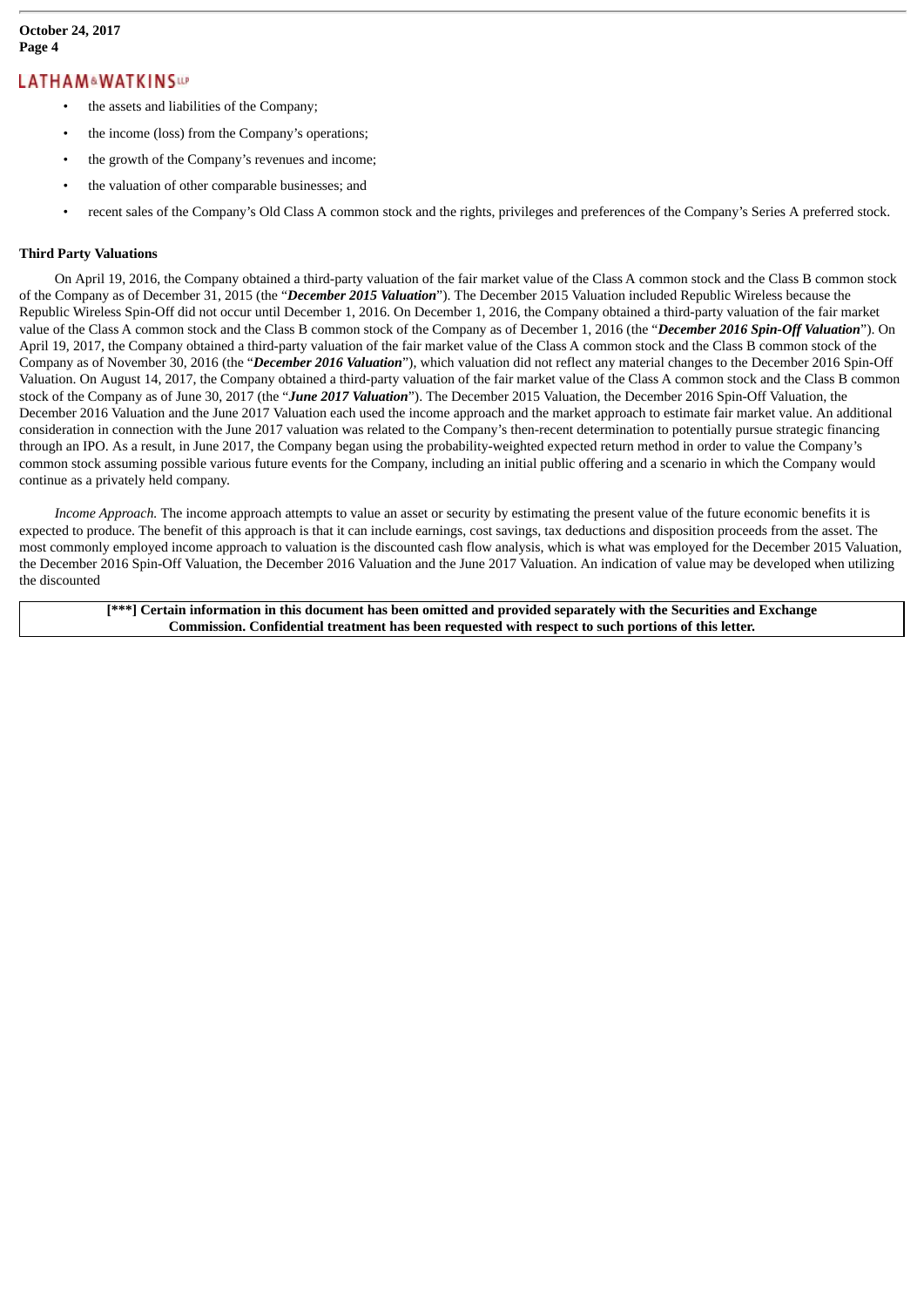- the assets and liabilities of the Company;
- the income (loss) from the Company's operations;
- the growth of the Company's revenues and income;
- the valuation of other comparable businesses; and
- recent sales of the Company's Old Class A common stock and the rights, privileges and preferences of the Company's Series A preferred stock.

**Third Party Valuations**

On April 19, 2016, the Company obtained a third-party valuation of the fair market value of the Class A common stock and the Class B common stock of the Company as of December 31, 2015 (the "***December 2015 Valuation***"). The December 2015 Valuation included Republic Wireless because the Republic Wireless Spin-Off did not occur until December 1, 2016. On December 1, 2016, the Company obtained a third-party valuation of the fair market value of the Class A common stock and the Class B common stock of the Company as of December 1, 2016 (the "***December 2016 Spin-Off Valuation***"). On April 19, 2017, the Company obtained a third-party valuation of the fair market value of the Class A common stock and the Class B common stock of the Company as of November 30, 2016 (the "***December 2016 Valuation***"), which valuation did not reflect any material changes to the December 2016 Spin-Off Valuation. On August 14, 2017, the Company obtained a third-party valuation of the fair market value of the Class A common stock and the Class B common stock of the Company as of June 30, 2017 (the "***June 2017 Valuation***"). The December 2015 Valuation, the December 2016 Spin-Off Valuation, the December 2016 Valuation and the June 2017 Valuation each used the income approach and the market approach to estimate fair market value. An additional consideration in connection with the June 2017 valuation was related to the Company's then-recent determination to potentially pursue strategic financing through an IPO. As a result, in June 2017, the Company began using the probability-weighted expected return method in order to value the Company's common stock assuming possible various future events for the Company, including an initial public offering and a scenario in which the Company would continue as a privately held company.

*Income Approach.* The income approach attempts to value an asset or security by estimating the present value of the future economic benefits it is expected to produce. The benefit of this approach is that it can include earnings, cost savings, tax deductions and disposition proceeds from the asset. The most commonly employed income approach to valuation is the discounted cash flow analysis, which is what was employed for the December 2015 Valuation, the December 2016 Spin-Off Valuation, the December 2016 Valuation and the June 2017 Valuation. An indication of value may be developed when utilizing the discounted

**[***] Certain information in this document has been omitted and provided separately with the Securities and Exchange Commission. Confidential treatment has been requested with respect to such portions of this letter.**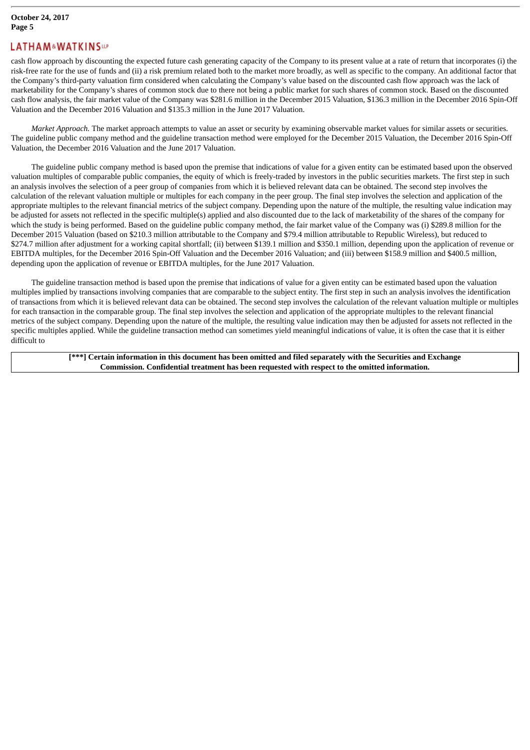cash flow approach by discounting the expected future cash generating capacity of the Company to its present value at a rate of return that incorporates (i) the risk-free rate for the use of funds and (ii) a risk premium related both to the market more broadly, as well as specific to the company. An additional factor that the Company's third-party valuation firm considered when calculating the Company's value based on the discounted cash flow approach was the lack of marketability for the Company's shares of common stock due to there not being a public market for such shares of common stock. Based on the discounted cash flow analysis, the fair market value of the Company was $281.6 million in the December 2015 Valuation, $136.3 million in the December 2016 Spin-Off Valuation and the December 2016 Valuation and $135.3 million in the June 2017 Valuation.

*Market Approach.* The market approach attempts to value an asset or security by examining observable market values for similar assets or securities. The guideline public company method and the guideline transaction method were employed for the December 2015 Valuation, the December 2016 Spin-Off Valuation, the December 2016 Valuation and the June 2017 Valuation.

The guideline public company method is based upon the premise that indications of value for a given entity can be estimated based upon the observed valuation multiples of comparable public companies, the equity of which is freely-traded by investors in the public securities markets. The first step in such an analysis involves the selection of a peer group of companies from which it is believed relevant data can be obtained. The second step involves the calculation of the relevant valuation multiple or multiples for each company in the peer group. The final step involves the selection and application of the appropriate multiples to the relevant financial metrics of the subject company. Depending upon the nature of the multiple, the resulting value indication may be adjusted for assets not reflected in the specific multiple(s) applied and also discounted due to the lack of marketability of the shares of the company for which the study is being performed. Based on the guideline public company method, the fair market value of the Company was (i) $289.8 million for the December 2015 Valuation (based on $210.3 million attributable to the Company and $79.4 million attributable to Republic Wireless), but reduced to $274.7 million after adjustment for a working capital shortfall; (ii) between $139.1 million and $350.1 million, depending upon the application of revenue or EBITDA multiples, for the December 2016 Spin-Off Valuation and the December 2016 Valuation; and (iii) between $158.9 million and $400.5 million, depending upon the application of revenue or EBITDA multiples, for the June 2017 Valuation.

The guideline transaction method is based upon the premise that indications of value for a given entity can be estimated based upon the valuation multiples implied by transactions involving companies that are comparable to the subject entity. The first step in such an analysis involves the identification of transactions from which it is believed relevant data can be obtained. The second step involves the calculation of the relevant valuation multiple or multiples for each transaction in the comparable group. The final step involves the selection and application of the appropriate multiples to the relevant financial metrics of the subject company. Depending upon the nature of the multiple, the resulting value indication may then be adjusted for assets not reflected in the specific multiples applied. While the guideline transaction method can sometimes yield meaningful indications of value, it is often the case that it is either difficult to

**[***] Certain information in this document has been omitted and filed separately with the Securities and Exchange Commission. Confidential treatment has been requested with respect to the omitted information.**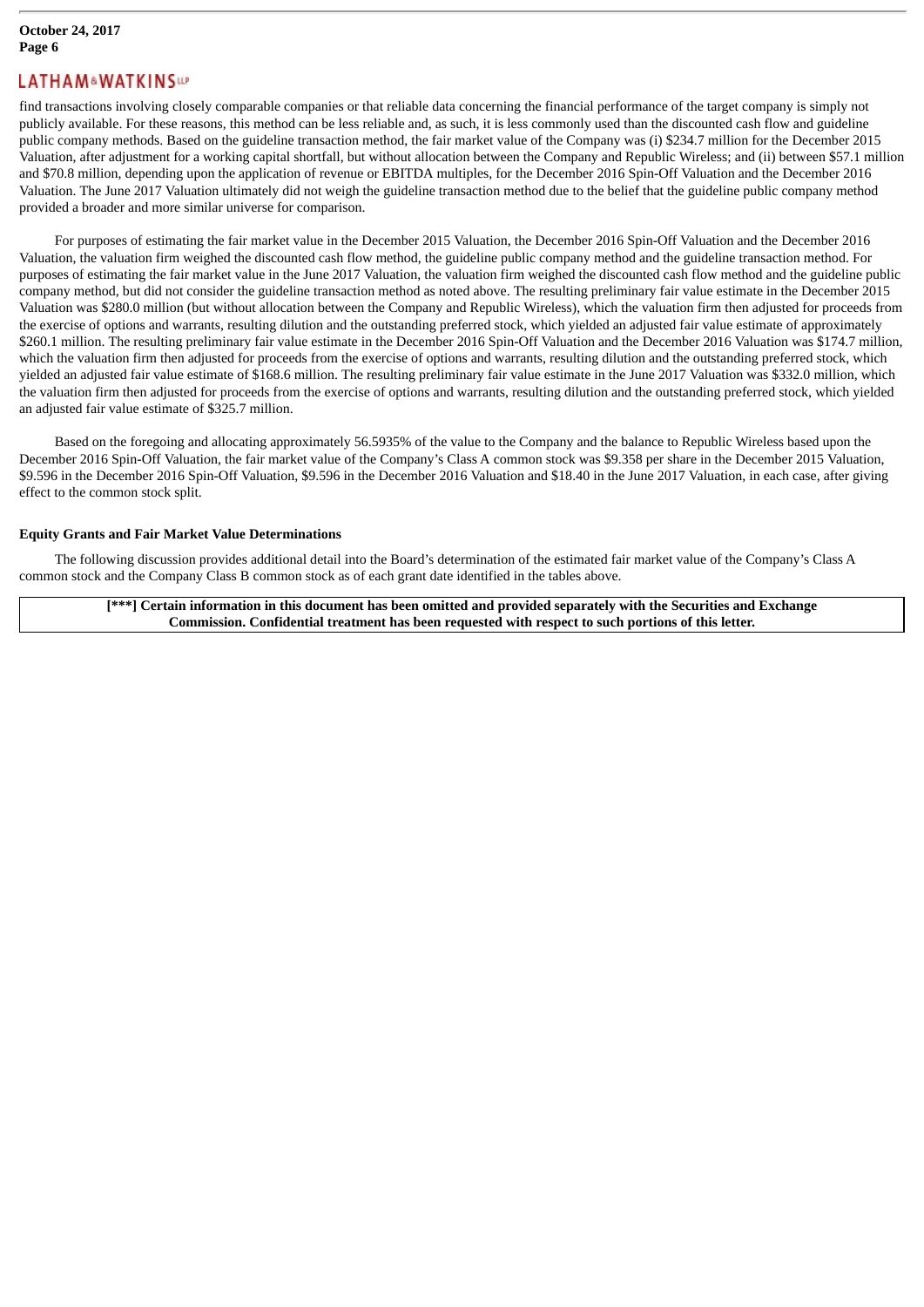find transactions involving closely comparable companies or that reliable data concerning the financial performance of the target company is simply not publicly available. For these reasons, this method can be less reliable and, as such, it is less commonly used than the discounted cash flow and guideline public company methods. Based on the guideline transaction method, the fair market value of the Company was (i) $234.7 million for the December 2015 Valuation, after adjustment for a working capital shortfall, but without allocation between the Company and Republic Wireless; and (ii) between $57.1 million and $70.8 million, depending upon the application of revenue or EBITDA multiples, for the December 2016 Spin-Off Valuation and the December 2016 Valuation. The June 2017 Valuation ultimately did not weigh the guideline transaction method due to the belief that the guideline public company method provided a broader and more similar universe for comparison.

For purposes of estimating the fair market value in the December 2015 Valuation, the December 2016 Spin-Off Valuation and the December 2016 Valuation, the valuation firm weighed the discounted cash flow method, the guideline public company method and the guideline transaction method. For purposes of estimating the fair market value in the June 2017 Valuation, the valuation firm weighed the discounted cash flow method and the guideline public company method, but did not consider the guideline transaction method as noted above. The resulting preliminary fair value estimate in the December 2015 Valuation was $280.0 million (but without allocation between the Company and Republic Wireless), which the valuation firm then adjusted for proceeds from the exercise of options and warrants, resulting dilution and the outstanding preferred stock, which yielded an adjusted fair value estimate of approximately $260.1 million. The resulting preliminary fair value estimate in the December 2016 Spin-Off Valuation and the December 2016 Valuation was $174.7 million, which the valuation firm then adjusted for proceeds from the exercise of options and warrants, resulting dilution and the outstanding preferred stock, which yielded an adjusted fair value estimate of $168.6 million. The resulting preliminary fair value estimate in the June 2017 Valuation was $332.0 million, which the valuation firm then adjusted for proceeds from the exercise of options and warrants, resulting dilution and the outstanding preferred stock, which yielded an adjusted fair value estimate of $325.7 million.

Based on the foregoing and allocating approximately 56.5935% of the value to the Company and the balance to Republic Wireless based upon the December 2016 Spin-Off Valuation, the fair market value of the Company's Class A common stock was $9.358 per share in the December 2015 Valuation, $9.596 in the December 2016 Spin-Off Valuation, $9.596 in the December 2016 Valuation and $18.40 in the June 2017 Valuation, in each case, after giving effect to the common stock split.

### Equity Grants and Fair Market Value Determinations

The following discussion provides additional detail into the Board's determination of the estimated fair market value of the Company's Class A common stock and the Company Class B common stock as of each grant date identified in the tables above.

**[***] Certain information in this document has been omitted and provided separately with the Securities and Exchange Commission. Confidential treatment has been requested with respect to such portions of this letter.**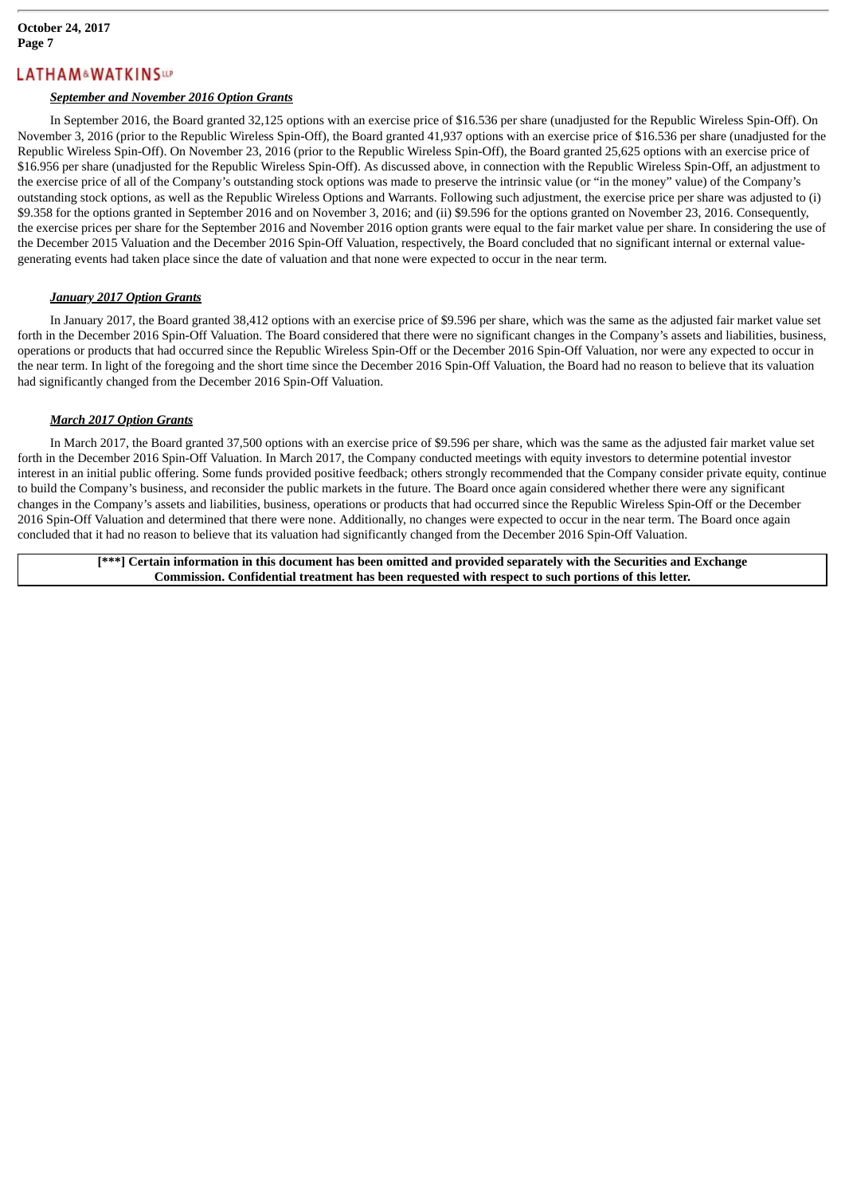***September and November 2016 Option Grants***

In September 2016, the Board granted 32,125 options with an exercise price of $16.536 per share (unadjusted for the Republic Wireless Spin-Off). On November 3, 2016 (prior to the Republic Wireless Spin-Off), the Board granted 41,937 options with an exercise price of $16.536 per share (unadjusted for the Republic Wireless Spin-Off). On November 23, 2016 (prior to the Republic Wireless Spin-Off), the Board granted 25,625 options with an exercise price of $16.956 per share (unadjusted for the Republic Wireless Spin-Off). As discussed above, in connection with the Republic Wireless Spin-Off, an adjustment to the exercise price of all of the Company's outstanding stock options was made to preserve the intrinsic value (or "in the money" value) of the Company's outstanding stock options, as well as the Republic Wireless Options and Warrants. Following such adjustment, the exercise price per share was adjusted to (i) $9.358 for the options granted in September 2016 and on November 3, 2016; and (ii) $9.596 for the options granted on November 23, 2016. Consequently, the exercise prices per share for the September 2016 and November 2016 option grants were equal to the fair market value per share. In considering the use of the December 2015 Valuation and the December 2016 Spin-Off Valuation, respectively, the Board concluded that no significant internal or external value-generating events had taken place since the date of valuation and that none were expected to occur in the near term.

***January 2017 Option Grants***

In January 2017, the Board granted 38,412 options with an exercise price of $9.596 per share, which was the same as the adjusted fair market value set forth in the December 2016 Spin-Off Valuation. The Board considered that there were no significant changes in the Company's assets and liabilities, business, operations or products that had occurred since the Republic Wireless Spin-Off or the December 2016 Spin-Off Valuation, nor were any expected to occur in the near term. In light of the foregoing and the short time since the December 2016 Spin-Off Valuation, the Board had no reason to believe that its valuation had significantly changed from the December 2016 Spin-Off Valuation.

***March 2017 Option Grants***

In March 2017, the Board granted 37,500 options with an exercise price of $9.596 per share, which was the same as the adjusted fair market value set forth in the December 2016 Spin-Off Valuation. In March 2017, the Company conducted meetings with equity investors to determine potential investor interest in an initial public offering. Some funds provided positive feedback; others strongly recommended that the Company consider private equity, continue to build the Company's business, and reconsider the public markets in the future. The Board once again considered whether there were any significant changes in the Company's assets and liabilities, business, operations or products that had occurred since the Republic Wireless Spin-Off or the December 2016 Spin-Off Valuation and determined that there were none. Additionally, no changes were expected to occur in the near term. The Board once again concluded that it had no reason to believe that its valuation had significantly changed from the December 2016 Spin-Off Valuation.

**[***] Certain information in this document has been omitted and provided separately with the Securities and Exchange Commission. Confidential treatment has been requested with respect to such portions of this letter.**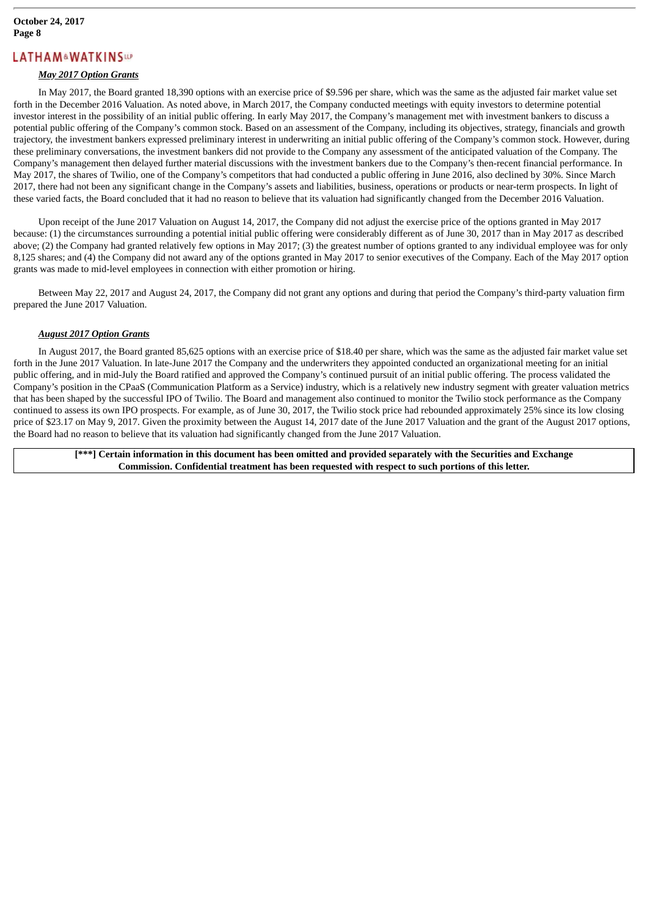***May 2017 Option Grants***

In May 2017, the Board granted 18,390 options with an exercise price of $9.596 per share, which was the same as the adjusted fair market value set forth in the December 2016 Valuation. As noted above, in March 2017, the Company conducted meetings with equity investors to determine potential investor interest in the possibility of an initial public offering. In early May 2017, the Company's management met with investment bankers to discuss a potential public offering of the Company's common stock. Based on an assessment of the Company, including its objectives, strategy, financials and growth trajectory, the investment bankers expressed preliminary interest in underwriting an initial public offering of the Company's common stock. However, during these preliminary conversations, the investment bankers did not provide to the Company any assessment of the anticipated valuation of the Company. The Company's management then delayed further material discussions with the investment bankers due to the Company's then-recent financial performance. In May 2017, the shares of Twilio, one of the Company's competitors that had conducted a public offering in June 2016, also declined by 30%. Since March 2017, there had not been any significant change in the Company's assets and liabilities, business, operations or products or near-term prospects. In light of these varied facts, the Board concluded that it had no reason to believe that its valuation had significantly changed from the December 2016 Valuation.

Upon receipt of the June 2017 Valuation on August 14, 2017, the Company did not adjust the exercise price of the options granted in May 2017 because: (1) the circumstances surrounding a potential initial public offering were considerably different as of June 30, 2017 than in May 2017 as described above; (2) the Company had granted relatively few options in May 2017; (3) the greatest number of options granted to any individual employee was for only 8,125 shares; and (4) the Company did not award any of the options granted in May 2017 to senior executives of the Company. Each of the May 2017 option grants was made to mid-level employees in connection with either promotion or hiring.

Between May 22, 2017 and August 24, 2017, the Company did not grant any options and during that period the Company's third-party valuation firm prepared the June 2017 Valuation.

***August 2017 Option Grants***

In August 2017, the Board granted 85,625 options with an exercise price of $18.40 per share, which was the same as the adjusted fair market value set forth in the June 2017 Valuation. In late-June 2017 the Company and the underwriters they appointed conducted an organizational meeting for an initial public offering, and in mid-July the Board ratified and approved the Company's continued pursuit of an initial public offering. The process validated the Company's position in the CPaaS (Communication Platform as a Service) industry, which is a relatively new industry segment with greater valuation metrics that has been shaped by the successful IPO of Twilio. The Board and management also continued to monitor the Twilio stock performance as the Company continued to assess its own IPO prospects. For example, as of June 30, 2017, the Twilio stock price had rebounded approximately 25% since its low closing price of $23.17 on May 9, 2017. Given the proximity between the August 14, 2017 date of the June 2017 Valuation and the grant of the August 2017 options, the Board had no reason to believe that its valuation had significantly changed from the June 2017 Valuation.

**[***] Certain information in this document has been omitted and provided separately with the Securities and Exchange Commission. Confidential treatment has been requested with respect to such portions of this letter.**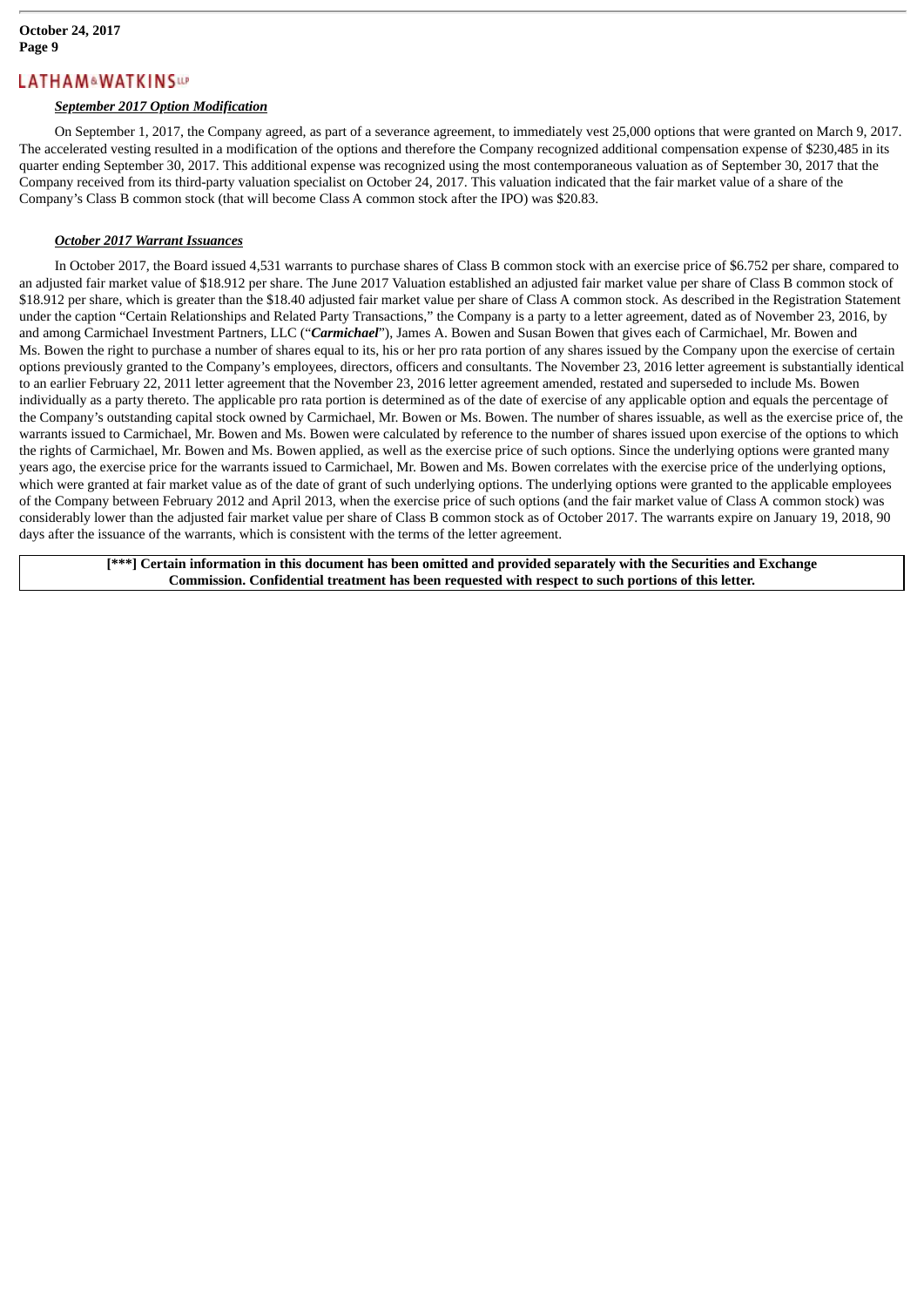***September 2017 Option Modification***

On September 1, 2017, the Company agreed, as part of a severance agreement, to immediately vest 25,000 options that were granted on March 9, 2017. The accelerated vesting resulted in a modification of the options and therefore the Company recognized additional compensation expense of $230,485 in its quarter ending September 30, 2017. This additional expense was recognized using the most contemporaneous valuation as of September 30, 2017 that the Company received from its third-party valuation specialist on October 24, 2017. This valuation indicated that the fair market value of a share of the Company's Class B common stock (that will become Class A common stock after the IPO) was $20.83.

***October 2017 Warrant Issuances***

In October 2017, the Board issued 4,531 warrants to purchase shares of Class B common stock with an exercise price of $6.752 per share, compared to an adjusted fair market value of $18.912 per share. The June 2017 Valuation established an adjusted fair market value per share of Class B common stock of $18.912 per share, which is greater than the $18.40 adjusted fair market value per share of Class A common stock. As described in the Registration Statement under the caption "Certain Relationships and Related Party Transactions," the Company is a party to a letter agreement, dated as of November 23, 2016, by and among Carmichael Investment Partners, LLC ("***Carmichael***"), James A. Bowen and Susan Bowen that gives each of Carmichael, Mr. Bowen and Ms. Bowen the right to purchase a number of shares equal to its, his or her pro rata portion of any shares issued by the Company upon the exercise of certain options previously granted to the Company's employees, directors, officers and consultants. The November 23, 2016 letter agreement is substantially identical to an earlier February 22, 2011 letter agreement that the November 23, 2016 letter agreement amended, restated and superseded to include Ms. Bowen individually as a party thereto. The applicable pro rata portion is determined as of the date of exercise of any applicable option and equals the percentage of the Company's outstanding capital stock owned by Carmichael, Mr. Bowen or Ms. Bowen. The number of shares issuable, as well as the exercise price of, the warrants issued to Carmichael, Mr. Bowen and Ms. Bowen were calculated by reference to the number of shares issued upon exercise of the options to which the rights of Carmichael, Mr. Bowen and Ms. Bowen applied, as well as the exercise price of such options. Since the underlying options were granted many years ago, the exercise price for the warrants issued to Carmichael, Mr. Bowen and Ms. Bowen correlates with the exercise price of the underlying options, which were granted at fair market value as of the date of grant of such underlying options. The underlying options were granted to the applicable employees of the Company between February 2012 and April 2013, when the exercise price of such options (and the fair market value of Class A common stock) was considerably lower than the adjusted fair market value per share of Class B common stock as of October 2017. The warrants expire on January 19, 2018, 90 days after the issuance of the warrants, which is consistent with the terms of the letter agreement.

**[***] Certain information in this document has been omitted and provided separately with the Securities and Exchange Commission. Confidential treatment has been requested with respect to such portions of this letter.**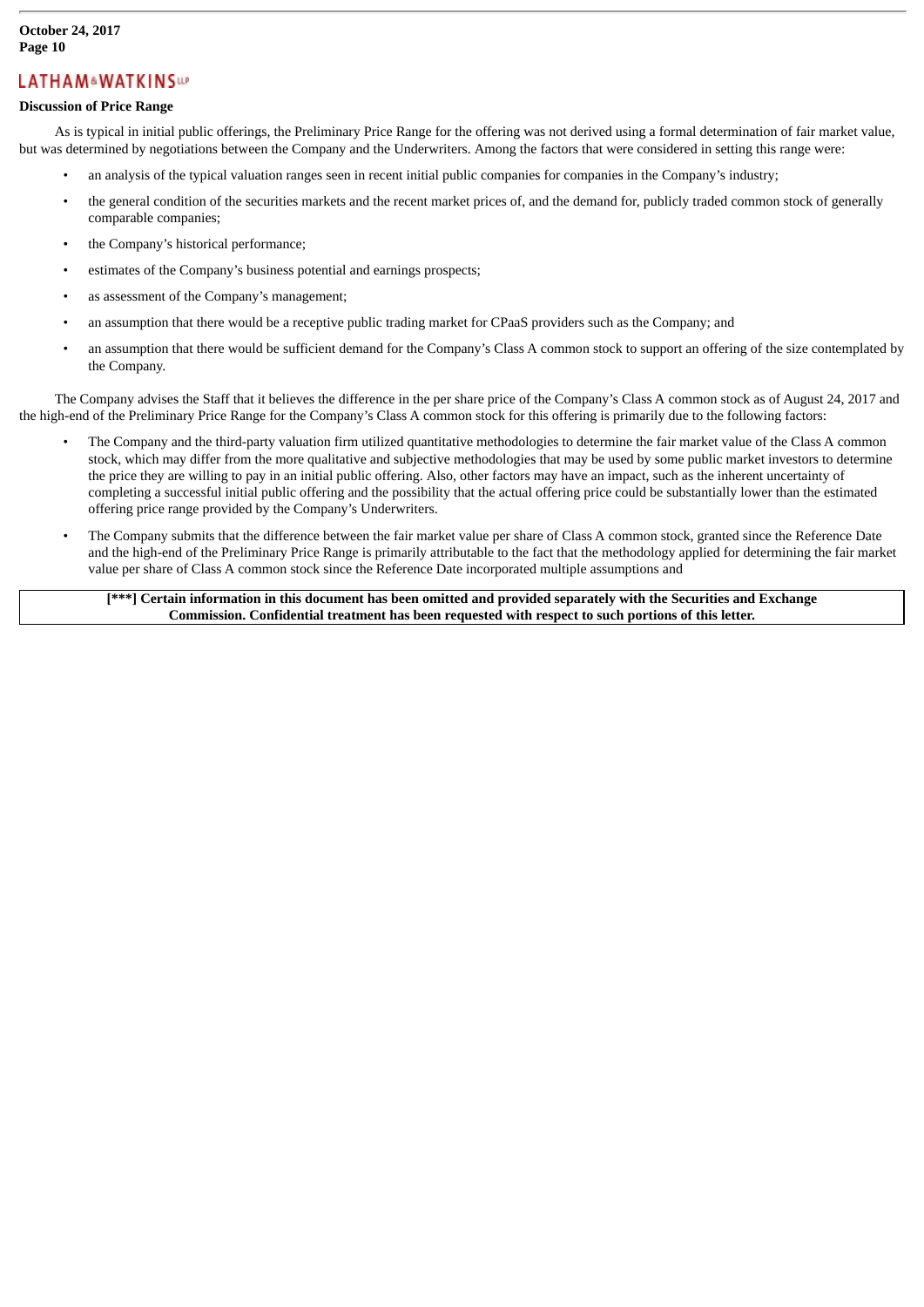**Discussion of Price Range**

As is typical in initial public offerings, the Preliminary Price Range for the offering was not derived using a formal determination of fair market value, but was determined by negotiations between the Company and the Underwriters. Among the factors that were considered in setting this range were:

- an analysis of the typical valuation ranges seen in recent initial public companies for companies in the Company's industry;
- the general condition of the securities markets and the recent market prices of, and the demand for, publicly traded common stock of generally comparable companies;
- the Company's historical performance;
- estimates of the Company's business potential and earnings prospects;
- as assessment of the Company's management;
- an assumption that there would be a receptive public trading market for CPaaS providers such as the Company; and
- an assumption that there would be sufficient demand for the Company's Class A common stock to support an offering of the size contemplated by the Company.

The Company advises the Staff that it believes the difference in the per share price of the Company's Class A common stock as of August 24, 2017 and the high-end of the Preliminary Price Range for the Company's Class A common stock for this offering is primarily due to the following factors:

- The Company and the third-party valuation firm utilized quantitative methodologies to determine the fair market value of the Class A common stock, which may differ from the more qualitative and subjective methodologies that may be used by some public market investors to determine the price they are willing to pay in an initial public offering. Also, other factors may have an impact, such as the inherent uncertainty of completing a successful initial public offering and the possibility that the actual offering price could be substantially lower than the estimated offering price range provided by the Company's Underwriters.
- The Company submits that the difference between the fair market value per share of Class A common stock, granted since the Reference Date and the high-end of the Preliminary Price Range is primarily attributable to the fact that the methodology applied for determining the fair market value per share of Class A common stock since the Reference Date incorporated multiple assumptions and

**[***] Certain information in this document has been omitted and provided separately with the Securities and Exchange Commission. Confidential treatment has been requested with respect to such portions of this letter.**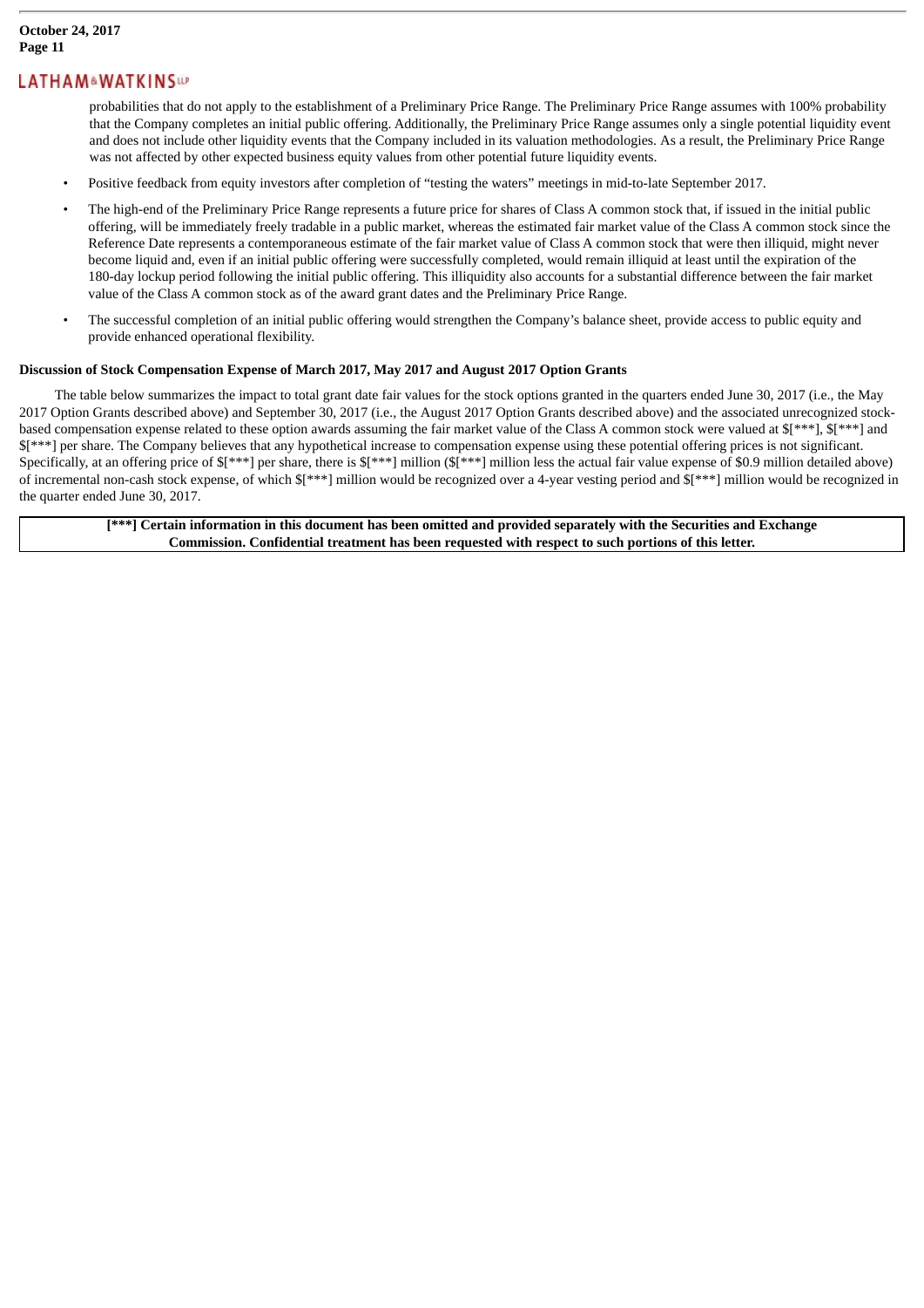probabilities that do not apply to the establishment of a Preliminary Price Range. The Preliminary Price Range assumes with 100% probability that the Company completes an initial public offering. Additionally, the Preliminary Price Range assumes only a single potential liquidity event and does not include other liquidity events that the Company included in its valuation methodologies. As a result, the Preliminary Price Range was not affected by other expected business equity values from other potential future liquidity events.

- Positive feedback from equity investors after completion of "testing the waters" meetings in mid-to-late September 2017.
- The high-end of the Preliminary Price Range represents a future price for shares of Class A common stock that, if issued in the initial public offering, will be immediately freely tradable in a public market, whereas the estimated fair market value of the Class A common stock since the Reference Date represents a contemporaneous estimate of the fair market value of Class A common stock that were then illiquid, might never become liquid and, even if an initial public offering were successfully completed, would remain illiquid at least until the expiration of the 180-day lockup period following the initial public offering. This illiquidity also accounts for a substantial difference between the fair market value of the Class A common stock as of the award grant dates and the Preliminary Price Range.
- The successful completion of an initial public offering would strengthen the Company's balance sheet, provide access to public equity and provide enhanced operational flexibility.

**Discussion of Stock Compensation Expense of March 2017, May 2017 and August 2017 Option Grants**

The table below summarizes the impact to total grant date fair values for the stock options granted in the quarters ended June 30, 2017 (i.e., the May 2017 Option Grants described above) and September 30, 2017 (i.e., the August 2017 Option Grants described above) and the associated unrecognized stock-based compensation expense related to these option awards assuming the fair market value of the Class A common stock were valued at $[***], $[***] and $[***] per share. The Company believes that any hypothetical increase to compensation expense using these potential offering prices is not significant. Specifically, at an offering price of $[***] per share, there is $[***] million ($[***] million less the actual fair value expense of $0.9 million detailed above) of incremental non-cash stock expense, of which $[***] million would be recognized over a 4-year vesting period and $[***] million would be recognized in the quarter ended June 30, 2017.

**[***] Certain information in this document has been omitted and provided separately with the Securities and Exchange Commission. Confidential treatment has been requested with respect to such portions of this letter.**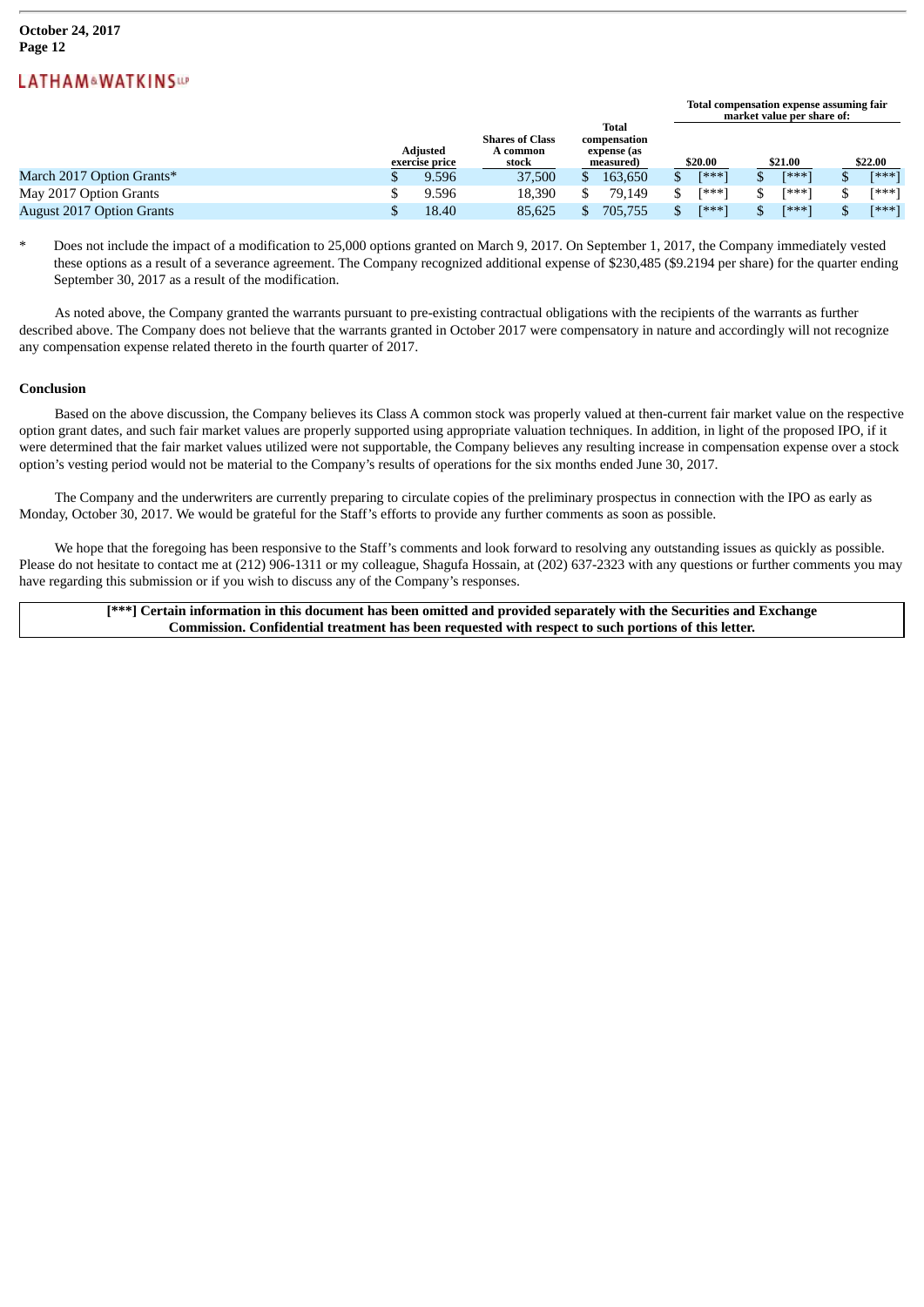| | Adjusted exercise price | Shares of Class A common stock | Total compensation expense (as measured) | Total compensation expense assuming fair market value per share of: | | |
|---|---|---|---|---|---|---|
| | | | | $20.00 | $21.00 | $22.00 |
| March 2017 Option Grants* | $ 9.596 | 37,500 | $ 163,650 | $ [***] | $ [***] | $ [***] |
| May 2017 Option Grants | $ 9.596 | 18,390 | $ 79,149 | $ [***] | $ [***] | $ [***] |
| August 2017 Option Grants | $ 18.40 | 85,625 | $ 705,755 | $ [***] | $ [***] | $ [***] |

\* Does not include the impact of a modification to 25,000 options granted on March 9, 2017. On September 1, 2017, the Company immediately vested these options as a result of a severance agreement. The Company recognized additional expense of $230,485 ($9.2194 per share) for the quarter ending September 30, 2017 as a result of the modification.

As noted above, the Company granted the warrants pursuant to pre-existing contractual obligations with the recipients of the warrants as further described above. The Company does not believe that the warrants granted in October 2017 were compensatory in nature and accordingly will not recognize any compensation expense related thereto in the fourth quarter of 2017.

**Conclusion**

Based on the above discussion, the Company believes its Class A common stock was properly valued at then-current fair market value on the respective option grant dates, and such fair market values are properly supported using appropriate valuation techniques. In addition, in light of the proposed IPO, if it were determined that the fair market values utilized were not supportable, the Company believes any resulting increase in compensation expense over a stock option's vesting period would not be material to the Company's results of operations for the six months ended June 30, 2017.

The Company and the underwriters are currently preparing to circulate copies of the preliminary prospectus in connection with the IPO as early as Monday, October 30, 2017. We would be grateful for the Staff's efforts to provide any further comments as soon as possible.

We hope that the foregoing has been responsive to the Staff's comments and look forward to resolving any outstanding issues as quickly as possible. Please do not hesitate to contact me at (212) 906-1311 or my colleague, Shagufa Hossain, at (202) 637-2323 with any questions or further comments you may have regarding this submission or if you wish to discuss any of the Company's responses.

**[***] Certain information in this document has been omitted and provided separately with the Securities and Exchange Commission. Confidential treatment has been requested with respect to such portions of this letter.**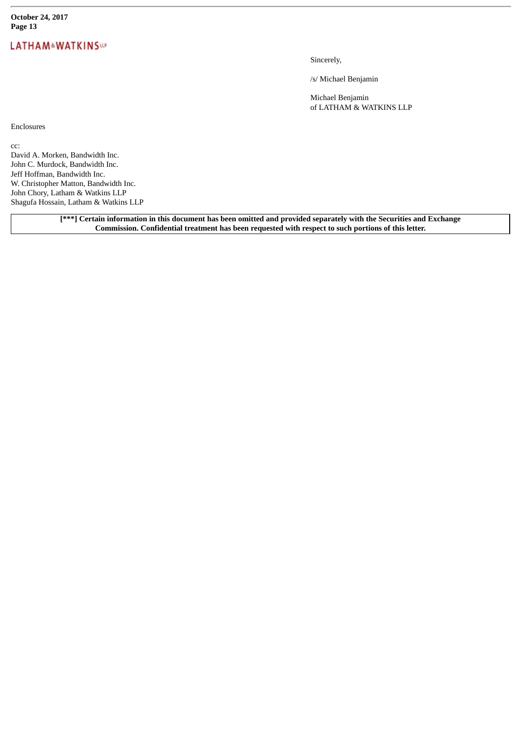Sincerely,

/s/ Michael Benjamin

Michael Benjamin
of LATHAM & WATKINS LLP

Enclosures

cc:
David A. Morken, Bandwidth Inc.
John C. Murdock, Bandwidth Inc.
Jeff Hoffman, Bandwidth Inc.
W. Christopher Matton, Bandwidth Inc.
John Chory, Latham & Watkins LLP
Shagufa Hossain, Latham & Watkins LLP

**[***] Certain information in this document has been omitted and provided separately with the Securities and Exchange Commission. Confidential treatment has been requested with respect to such portions of this letter.**